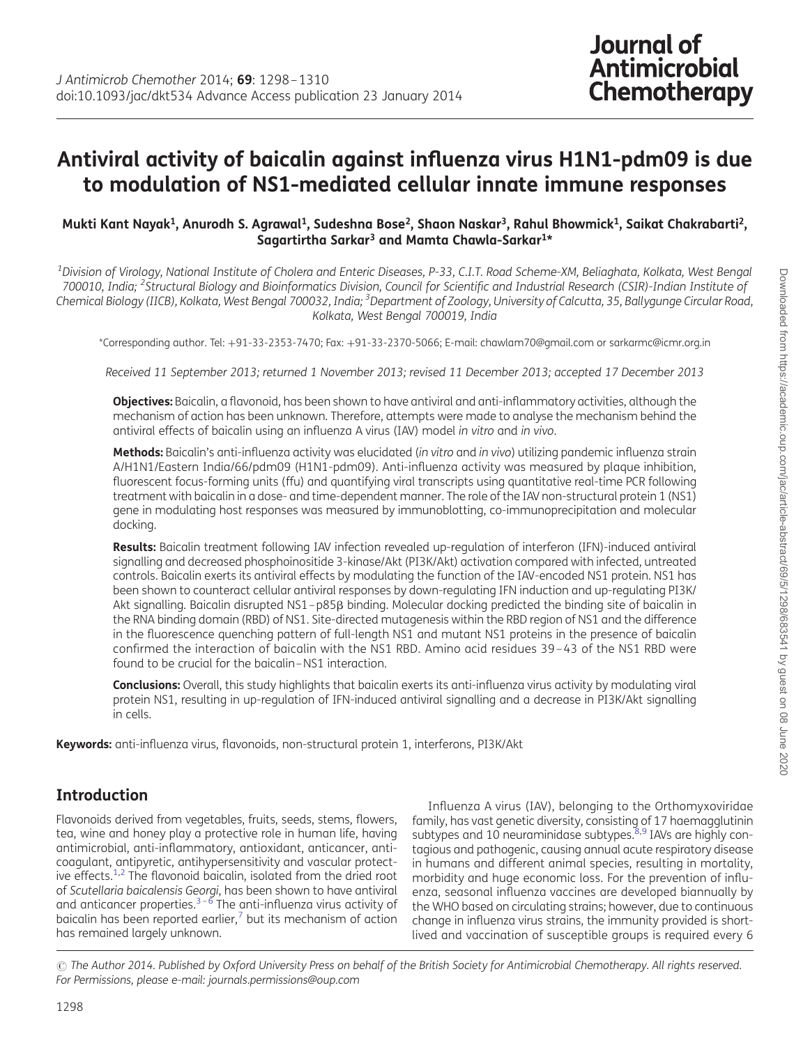# Antiviral activity of baicalin against influenza virus H1N1-pdm09 is due to modulation of NS1-mediated cellular innate immune responses

**Mukti Kant Nayak[1], Anurodh S. Agrawal[1], Sudeshna Bose[2], Shaon Naskar[3], Rahul Bhowmick[1], Saikat Chakrabarti[2], Sagartirtha Sarkar[3] and Mamta Chawla-Sarkar[1]***

[1]*Division of Virology, National Institute of Cholera and Enteric Diseases, P-33, C.I.T. Road Scheme-XM, Beliaghata, Kolkata, West Bengal 700010, India;* [2]*Structural Biology and Bioinformatics Division, Council for Scientific and Industrial Research (CSIR)-Indian Institute of Chemical Biology (IICB), Kolkata, West Bengal 700032, India;* [3]*Department of Zoology, University of Calcutta, 35, Ballygunge Circular Road, Kolkata, West Bengal 700019, India*

*Corresponding author. Tel: +91-33-2353-7470; Fax: +91-33-2370-5066; E-mail: chawlam70@gmail.com or sarkarmc@icmr.org.in

*Received 11 September 2013; returned 1 November 2013; revised 11 December 2013; accepted 17 December 2013*

**Objectives:** Baicalin, a flavonoid, has been shown to have antiviral and anti-inflammatory activities, although the mechanism of action has been unknown. Therefore, attempts were made to analyse the mechanism behind the antiviral effects of baicalin using an influenza A virus (IAV) model *in vitro* and *in vivo*.

**Methods:** Baicalin's anti-influenza activity was elucidated (*in vitro* and *in vivo*) utilizing pandemic influenza strain A/H1N1/Eastern India/66/pdm09 (H1N1-pdm09). Anti-influenza activity was measured by plaque inhibition, fluorescent focus-forming units (ffu) and quantifying viral transcripts using quantitative real-time PCR following treatment with baicalin in a dose- and time-dependent manner. The role of the IAV non-structural protein 1 (NS1) gene in modulating host responses was measured by immunoblotting, co-immunoprecipitation and molecular docking.

**Results:** Baicalin treatment following IAV infection revealed up-regulation of interferon (IFN)-induced antiviral signalling and decreased phosphoinositide 3-kinase/Akt (PI3K/Akt) activation compared with infected, untreated controls. Baicalin exerts its antiviral effects by modulating the function of the IAV-encoded NS1 protein. NS1 has been shown to counteract cellular antiviral responses by down-regulating IFN induction and up-regulating PI3K/Akt signalling. Baicalin disrupted NS1–p85β binding. Molecular docking predicted the binding site of baicalin in the RNA binding domain (RBD) of NS1. Site-directed mutagenesis within the RBD region of NS1 and the difference in the fluorescence quenching pattern of full-length NS1 and mutant NS1 proteins in the presence of baicalin confirmed the interaction of baicalin with the NS1 RBD. Amino acid residues 39–43 of the NS1 RBD were found to be crucial for the baicalin–NS1 interaction.

**Conclusions:** Overall, this study highlights that baicalin exerts its anti-influenza virus activity by modulating viral protein NS1, resulting in up-regulation of IFN-induced antiviral signalling and a decrease in PI3K/Akt signalling in cells.

**Keywords:** anti-influenza virus, flavonoids, non-structural protein 1, interferons, PI3K/Akt

## Introduction

Flavonoids derived from vegetables, fruits, seeds, stems, flowers, tea, wine and honey play a protective role in human life, having antimicrobial, anti-inflammatory, antioxidant, anticancer, anticoagulant, antipyretic, antihypersensitivity and vascular protective effects.[1,2] The flavonoid baicalin, isolated from the dried root of *Scutellaria baicalensis Georgi*, has been shown to have antiviral and anticancer properties.[3–6] The anti-influenza virus activity of baicalin has been reported earlier,[7] but its mechanism of action has remained largely unknown.

Influenza A virus (IAV), belonging to the Orthomyxoviridae family, has vast genetic diversity, consisting of 17 haemagglutinin subtypes and 10 neuraminidase subtypes.[8,9] IAVs are highly contagious and pathogenic, causing annual acute respiratory disease in humans and different animal species, resulting in mortality, morbidity and huge economic loss. For the prevention of influenza, seasonal influenza vaccines are developed biannually by the WHO based on circulating strains; however, due to continuous change in influenza virus strains, the immunity provided is short-lived and vaccination of susceptible groups is required every 6

© The Author 2014. Published by Oxford University Press on behalf of the British Society for Antimicrobial Chemotherapy. All rights reserved. For Permissions, please e-mail: journals.permissions@oup.com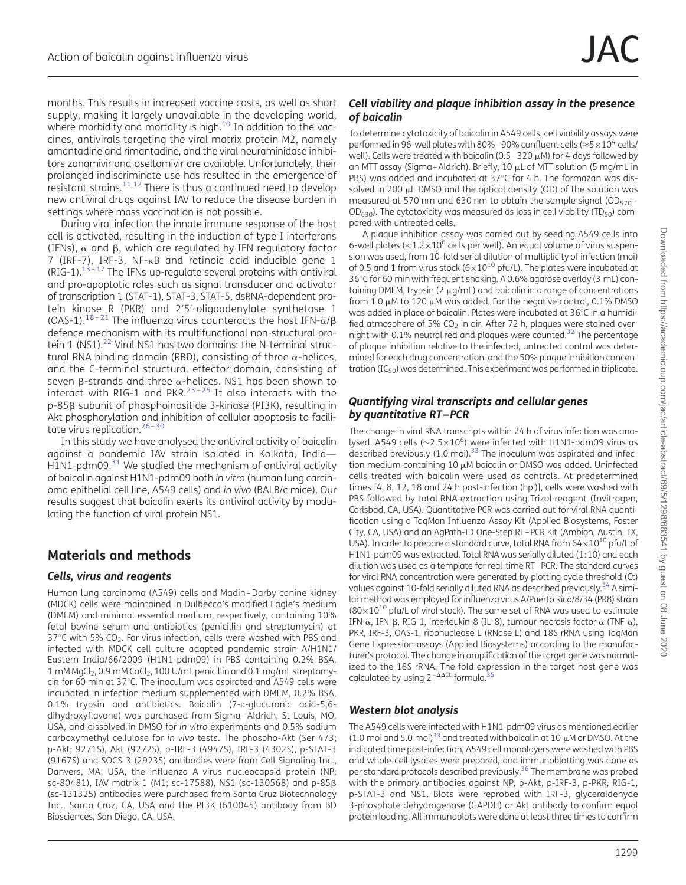months. This results in increased vaccine costs, as well as short supply, making it largely unavailable in the developing world, where morbidity and mortality is high.[10] In addition to the vaccines, antivirals targeting the viral matrix protein M2, namely amantadine and rimantadine, and the viral neuraminidase inhibitors zanamivir and oseltamivir are available. Unfortunately, their prolonged indiscriminate use has resulted in the emergence of resistant strains.[11,12] There is thus a continued need to develop new antiviral drugs against IAV to reduce the disease burden in settings where mass vaccination is not possible.

During viral infection the innate immune response of the host cell is activated, resulting in the induction of type I interferons (IFNs), α and β, which are regulated by IFN regulatory factor 7 (IRF-7), IRF-3, NF-κB and retinoic acid inducible gene 1 (RIG-1).[13–17] The IFNs up-regulate several proteins with antiviral and pro-apoptotic roles such as signal transducer and activator of transcription 1 (STAT-1), STAT-3, STAT-5, dsRNA-dependent protein kinase R (PKR) and 2′5′-oligoadenylate synthetase 1 (OAS-1).[18–21] The influenza virus counteracts the host IFN-α/β defence mechanism with its multifunctional non-structural protein 1 (NS1).[22] Viral NS1 has two domains: the N-terminal structural RNA binding domain (RBD), consisting of three α-helices, and the C-terminal structural effector domain, consisting of seven β-strands and three α-helices. NS1 has been shown to interact with RIG-1 and PKR.[23–25] It also interacts with the p-85β subunit of phosphoinositide 3-kinase (PI3K), resulting in Akt phosphorylation and inhibition of cellular apoptosis to facilitate virus replication.[26–30]

In this study we have analysed the antiviral activity of baicalin against a pandemic IAV strain isolated in Kolkata, India—H1N1-pdm09.[31] We studied the mechanism of antiviral activity of baicalin against H1N1-pdm09 both *in vitro* (human lung carcinoma epithelial cell line, A549 cells) and *in vivo* (BALB/c mice). Our results suggest that baicalin exerts its antiviral activity by modulating the function of viral protein NS1.

## Materials and methods

### Cells, virus and reagents

Human lung carcinoma (A549) cells and Madin–Darby canine kidney (MDCK) cells were maintained in Dulbecco's modified Eagle's medium (DMEM) and minimal essential medium, respectively, containing 10% fetal bovine serum and antibiotics (penicillin and streptomycin) at 37°C with 5% $CO_2$. For virus infection, cells were washed with PBS and infected with MDCK cell culture adapted pandemic strain A/H1N1/Eastern India/66/2009 (H1N1-pdm09) in PBS containing 0.2% BSA, 1 mM $MgCl_2$, 0.9 mM $CaCl_2$, 100 U/mL penicillin and 0.1 mg/mL streptomycin for 60 min at 37°C. The inoculum was aspirated and A549 cells were incubated in infection medium supplemented with DMEM, 0.2% BSA, 0.1% trypsin and antibiotics. Baicalin (7-D-glucuronic acid-5,6-dihydroxyflavone) was purchased from Sigma–Aldrich, St Louis, MO, USA, and dissolved in DMSO for *in vitro* experiments and 0.5% sodium carboxymethyl cellulose for *in vivo* tests. The phospho-Akt (Ser 473; p-Akt; 9271S), Akt (9272S), p-IRF-3 (4947S), IRF-3 (4302S), p-STAT-3 (9167S) and SOCS-3 (2923S) antibodies were from Cell Signaling Inc., Danvers, MA, USA, the influenza A virus nucleocapsid protein (NP; sc-80481), IAV matrix 1 (M1; sc-17588), NS1 (sc-130568) and p-85β (sc-131325) antibodies were purchased from Santa Cruz Biotechnology Inc., Santa Cruz, CA, USA and the PI3K (610045) antibody from BD Biosciences, San Diego, CA, USA.

### Cell viability and plaque inhibition assay in the presence of baicalin

To determine cytotoxicity of baicalin in A549 cells, cell viability assays were performed in 96-well plates with 80%–90% confluent cells (≈$5\times10^4$ cells/well). Cells were treated with baicalin (0.5–320 μM) for 4 days followed by an MTT assay (Sigma–Aldrich). Briefly, 10 μL of MTT solution (5 mg/mL in PBS) was added and incubated at 37°C for 4 h. The formazan was dissolved in 200 μL DMSO and the optical density (OD) of the solution was measured at 570 nm and 630 nm to obtain the sample signal ($OD_{570}$–$OD_{630}$). The cytotoxicity was measured as loss in cell viability ($TD_{50}$) compared with untreated cells.

A plaque inhibition assay was carried out by seeding A549 cells into 6-well plates (≈$1.2\times10^6$ cells per well). An equal volume of virus suspension was used, from 10-fold serial dilution of multiplicity of infection (moi) of 0.5 and 1 from virus stock ($6\times10^{10}$ pfu/L). The plates were incubated at 36°C for 60 min with frequent shaking. A 0.6% agarose overlay (3 mL) containing DMEM, trypsin (2 μg/mL) and baicalin in a range of concentrations from 1.0 μM to 120 μM was added. For the negative control, 0.1% DMSO was added in place of baicalin. Plates were incubated at 36°C in a humidified atmosphere of 5% $CO_2$ in air. After 72 h, plaques were stained overnight with 0.1% neutral red and plaques were counted.[32] The percentage of plaque inhibition relative to the infected, untreated control was determined for each drug concentration, and the 50% plaque inhibition concentration ($IC_{50}$) was determined. This experiment was performed in triplicate.

### Quantifying viral transcripts and cellular genes by quantitative RT–PCR

The change in viral RNA transcripts within 24 h of virus infection was analysed. A549 cells (∼$2.5\times10^6$) were infected with H1N1-pdm09 virus as described previously (1.0 moi).[33] The inoculum was aspirated and infection medium containing 10 μM baicalin or DMSO was added. Uninfected cells treated with baicalin were used as controls. At predetermined times [4, 8, 12, 18 and 24 h post-infection (hpi)], cells were washed with PBS followed by total RNA extraction using Trizol reagent (Invitrogen, Carlsbad, CA, USA). Quantitative PCR was carried out for viral RNA quantification using a TaqMan Influenza Assay Kit (Applied Biosystems, Foster City, CA, USA) and an AgPath-ID One-Step RT–PCR Kit (Ambion, Austin, TX, USA). In order to prepare a standard curve, total RNA from $64\times10^{10}$ pfu/L of H1N1-pdm09 was extracted. Total RNA was serially diluted (1:10) and each dilution was used as a template for real-time RT–PCR. The standard curves for viral RNA concentration were generated by plotting cycle threshold (Ct) values against 10-fold serially diluted RNA as described previously.[34] A similar method was employed for influenza virus A/Puerto Rico/8/34 (PR8) strain ($80\times10^{10}$ pfu/L of viral stock). The same set of RNA was used to estimate IFN-α, IFN-β, RIG-1, interleukin-8 (IL-8), tumour necrosis factor α (TNF-α), PKR, IRF-3, OAS-1, ribonuclease L (RNase L) and 18S rRNA using TaqMan Gene Expression assays (Applied Biosystems) according to the manufacturer's protocol. The change in amplification of the target gene was normalized to the 18S rRNA. The fold expression in the target host gene was calculated by using $2^{-\Delta\Delta Ct}$ formula.[35]

### Western blot analysis

The A549 cells were infected with H1N1-pdm09 virus as mentioned earlier (1.0 moi and 5.0 moi)[33] and treated with baicalin at 10 μM or DMSO. At the indicated time post-infection, A549 cell monolayers were washed with PBS and whole-cell lysates were prepared, and immunoblotting was done as per standard protocols described previously.[36] The membrane was probed with the primary antibodies against NP, p-Akt, p-IRF-3, p-PKR, RIG-1, p-STAT-3 and NS1. Blots were reprobed with IRF-3, glyceraldehyde 3-phosphate dehydrogenase (GAPDH) or Akt antibody to confirm equal protein loading. All immunoblots were done at least three times to confirm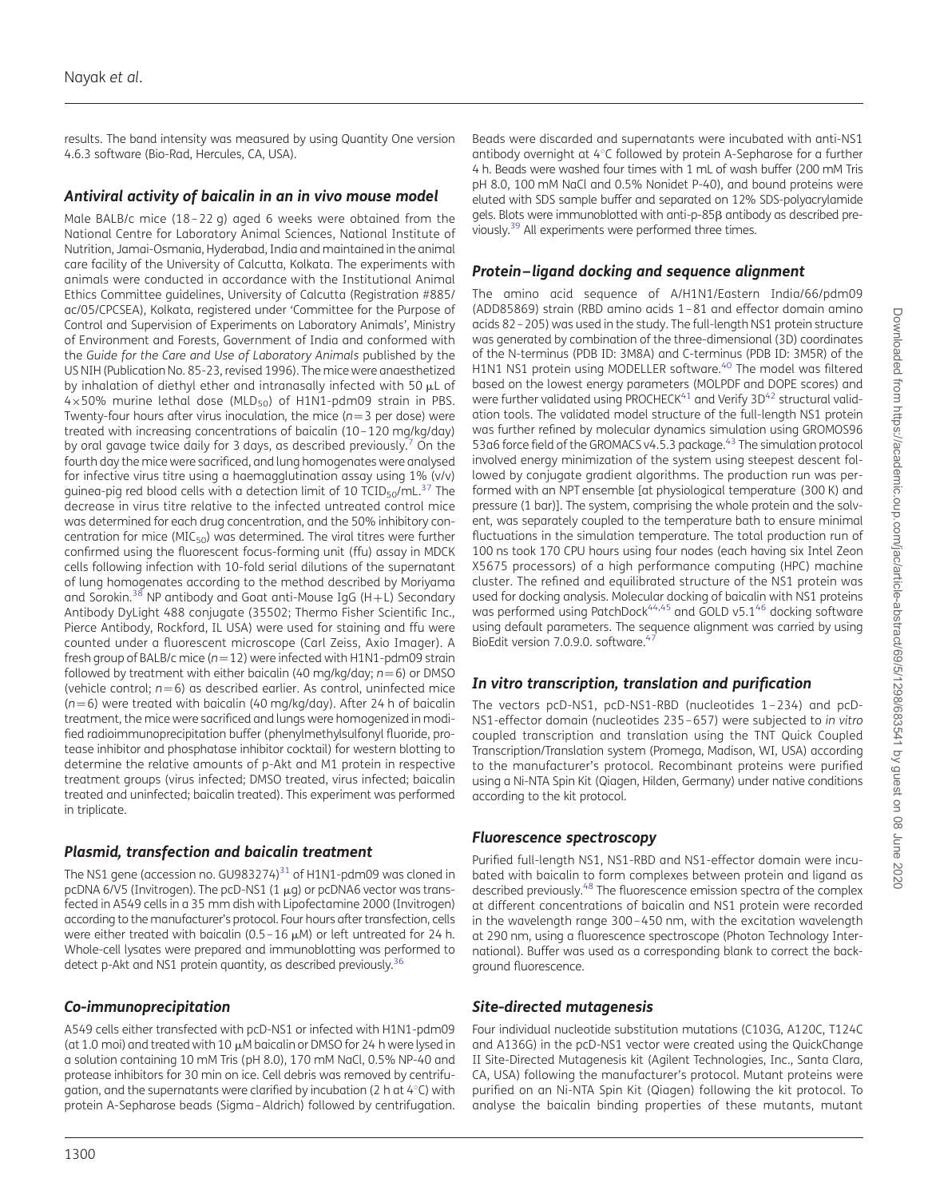results. The band intensity was measured by using Quantity One version 4.6.3 software (Bio-Rad, Hercules, CA, USA).

### *Antiviral activity of baicalin in an in vivo mouse model*

Male BALB/c mice (18–22 g) aged 6 weeks were obtained from the National Centre for Laboratory Animal Sciences, National Institute of Nutrition, Jamai-Osmania, Hyderabad, India and maintained in the animal care facility of the University of Calcutta, Kolkata. The experiments with animals were conducted in accordance with the Institutional Animal Ethics Committee guidelines, University of Calcutta (Registration #885/ac/05/CPCSEA), Kolkata, registered under 'Committee for the Purpose of Control and Supervision of Experiments on Laboratory Animals', Ministry of Environment and Forests, Government of India and conformed with the *Guide for the Care and Use of Laboratory Animals* published by the US NIH (Publication No. 85-23, revised 1996). The mice were anaesthetized by inhalation of diethyl ether and intranasally infected with 50 μL of $4\times50\%$ murine lethal dose ($MLD_{50}$) of H1N1-pdm09 strain in PBS. Twenty-four hours after virus inoculation, the mice ($n=3$ per dose) were treated with increasing concentrations of baicalin (10–120 mg/kg/day) by oral gavage twice daily for 3 days, as described previously.[7] On the fourth day the mice were sacrificed, and lung homogenates were analysed for infective virus titre using a haemagglutination assay using 1% (v/v) guinea-pig red blood cells with a detection limit of 10 $TCID_{50}$/mL.[37] The decrease in virus titre relative to the infected untreated control mice was determined for each drug concentration, and the 50% inhibitory concentration for mice ($MIC_{50}$) was determined. The viral titres were further confirmed using the fluorescent focus-forming unit (ffu) assay in MDCK cells following infection with 10-fold serial dilutions of the supernatant of lung homogenates according to the method described by Moriyama and Sorokin.[38] NP antibody and Goat anti-Mouse IgG (H+L) Secondary Antibody DyLight 488 conjugate (35502; Thermo Fisher Scientific Inc., Pierce Antibody, Rockford, IL USA) were used for staining and ffu were counted under a fluorescent microscope (Carl Zeiss, Axio Imager). A fresh group of BALB/c mice ($n=12$) were infected with H1N1-pdm09 strain followed by treatment with either baicalin (40 mg/kg/day; $n=6$) or DMSO (vehicle control; $n=6$) as described earlier. As control, uninfected mice ($n=6$) were treated with baicalin (40 mg/kg/day). After 24 h of baicalin treatment, the mice were sacrificed and lungs were homogenized in modified radioimmunoprecipitation buffer (phenylmethylsulfonyl fluoride, protease inhibitor and phosphatase inhibitor cocktail) for western blotting to determine the relative amounts of p-Akt and M1 protein in respective treatment groups (virus infected; DMSO treated, virus infected; baicalin treated and uninfected; baicalin treated). This experiment was performed in triplicate.

### *Plasmid, transfection and baicalin treatment*

The NS1 gene (accession no. GU983274)[31] of H1N1-pdm09 was cloned in pcDNA 6/V5 (Invitrogen). The pcD-NS1 (1 μg) or pcDNA6 vector was transfected in A549 cells in a 35 mm dish with Lipofectamine 2000 (Invitrogen) according to the manufacturer's protocol. Four hours after transfection, cells were either treated with baicalin (0.5–16 μM) or left untreated for 24 h. Whole-cell lysates were prepared and immunoblotting was performed to detect p-Akt and NS1 protein quantity, as described previously.[36]

### *Co-immunoprecipitation*

A549 cells either transfected with pcD-NS1 or infected with H1N1-pdm09 (at 1.0 moi) and treated with 10 μM baicalin or DMSO for 24 h were lysed in a solution containing 10 mM Tris (pH 8.0), 170 mM NaCl, 0.5% NP-40 and protease inhibitors for 30 min on ice. Cell debris was removed by centrifugation, and the supernatants were clarified by incubation (2 h at 4°C) with protein A-Sepharose beads (Sigma–Aldrich) followed by centrifugation. Beads were discarded and supernatants were incubated with anti-NS1 antibody overnight at 4°C followed by protein A-Sepharose for a further 4 h. Beads were washed four times with 1 mL of wash buffer (200 mM Tris pH 8.0, 100 mM NaCl and 0.5% Nonidet P-40), and bound proteins were eluted with SDS sample buffer and separated on 12% SDS-polyacrylamide gels. Blots were immunoblotted with anti-p-85β antibody as described previously.[39] All experiments were performed three times.

### *Protein–ligand docking and sequence alignment*

The amino acid sequence of A/H1N1/Eastern India/66/pdm09 (ADD85869) strain (RBD amino acids 1–81 and effector domain amino acids 82–205) was used in the study. The full-length NS1 protein structure was generated by combination of the three-dimensional (3D) coordinates of the N-terminus (PDB ID: 3M8A) and C-terminus (PDB ID: 3M5R) of the H1N1 NS1 protein using MODELLER software.[40] The model was filtered based on the lowest energy parameters (MOLPDF and DOPE scores) and were further validated using PROCHECK[41] and Verify 3D[42] structural validation tools. The validated model structure of the full-length NS1 protein was further refined by molecular dynamics simulation using GROMOS96 53a6 force field of the GROMACS v4.5.3 package.[43] The simulation protocol involved energy minimization of the system using steepest descent followed by conjugate gradient algorithms. The production run was performed with an NPT ensemble [at physiological temperature (300 K) and pressure (1 bar)]. The system, comprising the whole protein and the solvent, was separately coupled to the temperature bath to ensure minimal fluctuations in the simulation temperature. The total production run of 100 ns took 170 CPU hours using four nodes (each having six Intel Zeon X5675 processors) of a high performance computing (HPC) machine cluster. The refined and equilibrated structure of the NS1 protein was used for docking analysis. Molecular docking of baicalin with NS1 proteins was performed using PatchDock[44,45] and GOLD v5.1[46] docking software using default parameters. The sequence alignment was carried by using BioEdit version 7.0.9.0. software.[47]

### *In vitro transcription, translation and purification*

The vectors pcD-NS1, pcD-NS1-RBD (nucleotides 1–234) and pcD-NS1-effector domain (nucleotides 235–657) were subjected to *in vitro* coupled transcription and translation using the TNT Quick Coupled Transcription/Translation system (Promega, Madison, WI, USA) according to the manufacturer's protocol. Recombinant proteins were purified using a Ni-NTA Spin Kit (Qiagen, Hilden, Germany) under native conditions according to the kit protocol.

### *Fluorescence spectroscopy*

Purified full-length NS1, NS1-RBD and NS1-effector domain were incubated with baicalin to form complexes between protein and ligand as described previously.[48] The fluorescence emission spectra of the complex at different concentrations of baicalin and NS1 protein were recorded in the wavelength range 300–450 nm, with the excitation wavelength at 290 nm, using a fluorescence spectroscope (Photon Technology International). Buffer was used as a corresponding blank to correct the background fluorescence.

### *Site-directed mutagenesis*

Four individual nucleotide substitution mutations (C103G, A120C, T124C and A136G) in the pcD-NS1 vector were created using the QuickChange II Site-Directed Mutagenesis kit (Agilent Technologies, Inc., Santa Clara, CA, USA) following the manufacturer's protocol. Mutant proteins were purified on an Ni-NTA Spin Kit (Qiagen) following the kit protocol. To analyse the baicalin binding properties of these mutants, mutant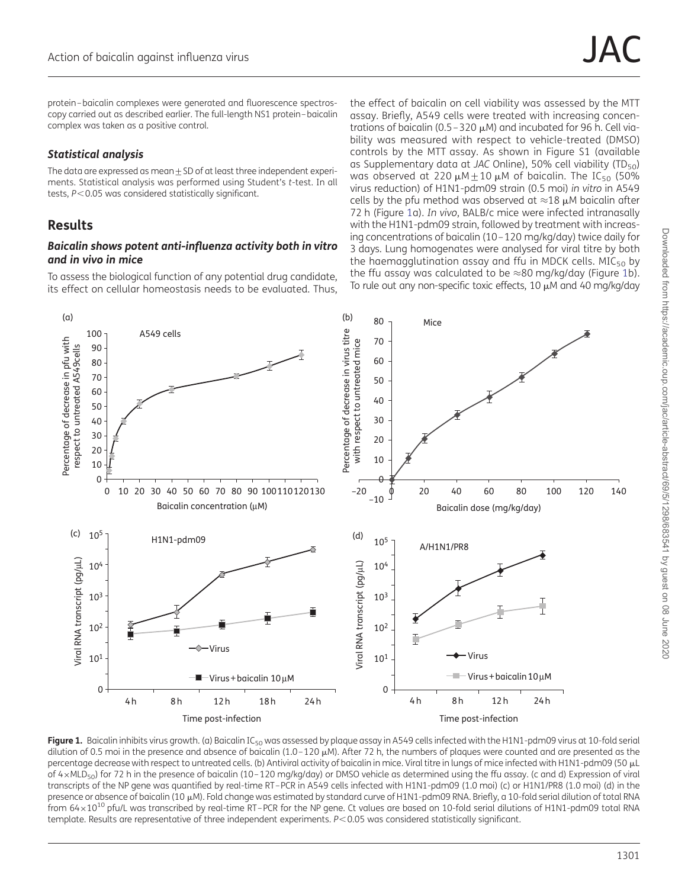protein–baicalin complexes were generated and fluorescence spectroscopy carried out as described earlier. The full-length NS1 protein–baicalin complex was taken as a positive control.

### *Statistical analysis*

The data are expressed as mean ± SD of at least three independent experiments. Statistical analysis was performed using Student's *t*-test. In all tests, $P<0.05$ was considered statistically significant.

## Results

### *Baicalin shows potent anti-influenza activity both in vitro and in vivo in mice*

To assess the biological function of any potential drug candidate, its effect on cellular homeostasis needs to be evaluated. Thus, the effect of baicalin on cell viability was assessed by the MTT assay. Briefly, A549 cells were treated with increasing concentrations of baicalin (0.5–320 μM) and incubated for 96 h. Cell viability was measured with respect to vehicle-treated (DMSO) controls by the MTT assay. As shown in Figure S1 (available as Supplementary data at *JAC* Online), 50% cell viability ($TD_{50}$) was observed at 220 μM ± 10 μM of baicalin. The $IC_{50}$ (50% virus reduction) of H1N1-pdm09 strain (0.5 moi) *in vitro* in A549 cells by the pfu method was observed at ≈18 μM baicalin after 72 h (Figure 1a). *In vivo*, BALB/c mice were infected intranasally with the H1N1-pdm09 strain, followed by treatment with increasing concentrations of baicalin (10–120 mg/kg/day) twice daily for 3 days. Lung homogenates were analysed for viral titre by both the haemagglutination assay and ffu in MDCK cells. $MIC_{50}$ by the ffu assay was calculated to be ≈80 mg/kg/day (Figure 1b). To rule out any non-specific toxic effects, 10 μM and 40 mg/kg/day

**Figure 1.** Baicalin inhibits virus growth. (a) Baicalin $IC_{50}$ was assessed by plaque assay in A549 cells infected with the H1N1-pdm09 virus at 10-fold serial dilution of 0.5 moi in the presence and absence of baicalin (1.0–120 μM). After 72 h, the numbers of plaques were counted and are presented as the percentage decrease with respect to untreated cells. (b) Antiviral activity of baicalin in mice. Viral titre in lungs of mice infected with H1N1-pdm09 (50 μL of $4\times MLD_{50}$) for 72 h in the presence of baicalin (10–120 mg/kg/day) or DMSO vehicle as determined using the ffu assay. (c and d) Expression of viral transcripts of the NP gene was quantified by real-time RT–PCR in A549 cells infected with H1N1-pdm09 (1.0 moi) (c) or H1N1/PR8 (1.0 moi) (d) in the presence or absence of baicalin (10 μM). Fold change was estimated by standard curve of H1N1-pdm09 RNA. Briefly, a 10-fold serial dilution of total RNA from $64\times10^{10}$ pfu/L was transcribed by real-time RT–PCR for the NP gene. Ct values are based on 10-fold serial dilutions of H1N1-pdm09 total RNA template. Results are representative of three independent experiments. $P<0.05$ was considered statistically significant.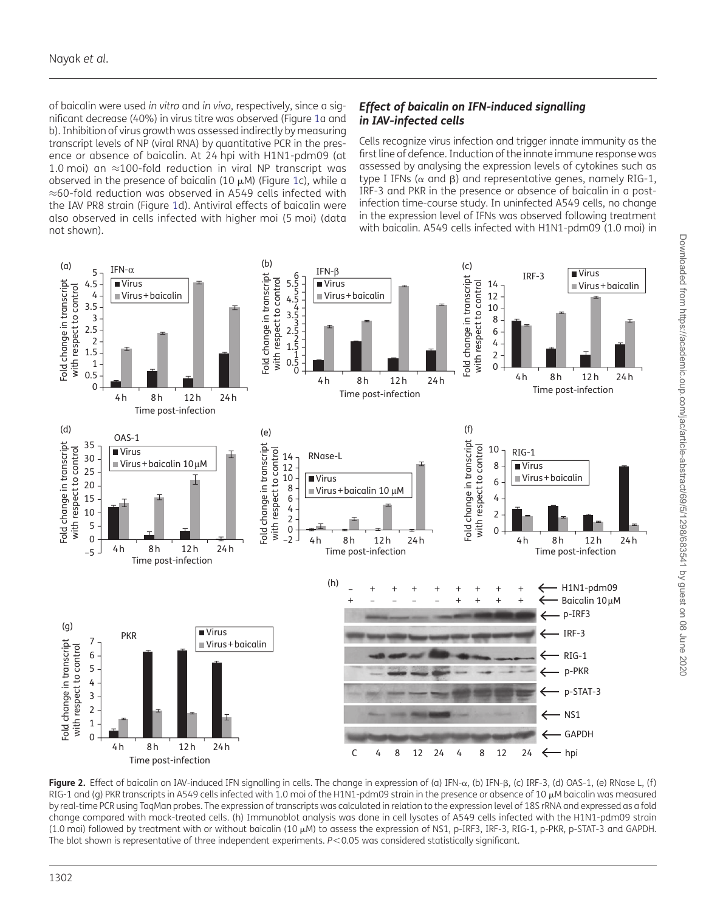of baicalin were used *in vitro* and *in vivo*, respectively, since a significant decrease (40%) in virus titre was observed (Figure 1a and b). Inhibition of virus growth was assessed indirectly by measuring transcript levels of NP (viral RNA) by quantitative PCR in the presence or absence of baicalin. At 24 hpi with H1N1-pdm09 (at 1.0 moi) an ≈100-fold reduction in viral NP transcript was observed in the presence of baicalin (10 μM) (Figure 1c), while a ≈60-fold reduction was observed in A549 cells infected with the IAV PR8 strain (Figure 1d). Antiviral effects of baicalin were also observed in cells infected with higher moi (5 moi) (data not shown).

### *Effect of baicalin on IFN-induced signalling in IAV-infected cells*

Cells recognize virus infection and trigger innate immunity as the first line of defence. Induction of the innate immune response was assessed by analysing the expression levels of cytokines such as type I IFNs (α and β) and representative genes, namely RIG-1, IRF-3 and PKR in the presence or absence of baicalin in a post-infection time-course study. In uninfected A549 cells, no change in the expression level of IFNs was observed following treatment with baicalin. A549 cells infected with H1N1-pdm09 (1.0 moi) in

**Figure 2.** Effect of baicalin on IAV-induced IFN signalling in cells. The change in expression of (a) IFN-α, (b) IFN-β, (c) IRF-3, (d) OAS-1, (e) RNase L, (f) RIG-1 and (g) PKR transcripts in A549 cells infected with 1.0 moi of the H1N1-pdm09 strain in the presence or absence of 10 μM baicalin was measured by real-time PCR using TaqMan probes. The expression of transcripts was calculated in relation to the expression level of 18S rRNA and expressed as a fold change compared with mock-treated cells. (h) Immunoblot analysis was done in cell lysates of A549 cells infected with the H1N1-pdm09 strain (1.0 moi) followed by treatment with or without baicalin (10 μM) to assess the expression of NS1, p-IRF3, IRF-3, RIG-1, p-PKR, p-STAT-3 and GAPDH. The blot shown is representative of three independent experiments. $P<0.05$ was considered statistically significant.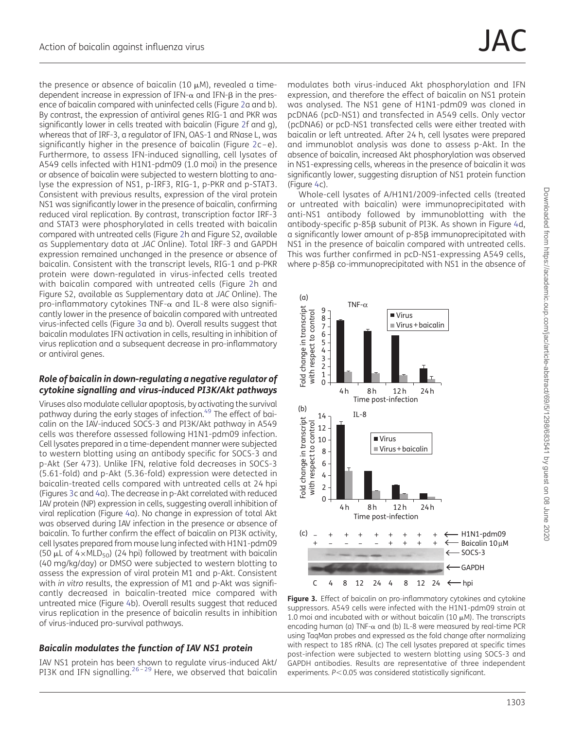the presence or absence of baicalin (10 μM), revealed a time-dependent increase in expression of IFN-α and IFN-β in the presence of baicalin compared with uninfected cells (Figure 2a and b). By contrast, the expression of antiviral genes RIG-1 and PKR was significantly lower in cells treated with baicalin (Figure 2f and g), whereas that of IRF-3, a regulator of IFN, OAS-1 and RNase L, was significantly higher in the presence of baicalin (Figure 2c–e). Furthermore, to assess IFN-induced signalling, cell lysates of A549 cells infected with H1N1-pdm09 (1.0 moi) in the presence or absence of baicalin were subjected to western blotting to analyse the expression of NS1, p-IRF3, RIG-1, p-PKR and p-STAT3. Consistent with previous results, expression of the viral protein NS1 was significantly lower in the presence of baicalin, confirming reduced viral replication. By contrast, transcription factor IRF-3 and STAT3 were phosphorylated in cells treated with baicalin compared with untreated cells (Figure 2h and Figure S2, available as Supplementary data at *JAC* Online). Total IRF-3 and GAPDH expression remained unchanged in the presence or absence of baicalin. Consistent with the transcript levels, RIG-1 and p-PKR protein were down-regulated in virus-infected cells treated with baicalin compared with untreated cells (Figure 2h and Figure S2, available as Supplementary data at *JAC* Online). The pro-inflammatory cytokines TNF-α and IL-8 were also significantly lower in the presence of baicalin compared with untreated virus-infected cells (Figure 3a and b). Overall results suggest that baicalin modulates IFN activation in cells, resulting in inhibition of virus replication and a subsequent decrease in pro-inflammatory or antiviral genes.

### *Role of baicalin in down-regulating a negative regulator of cytokine signalling and virus-induced PI3K/Akt pathways*

Viruses also modulate cellular apoptosis, by activating the survival pathway during the early stages of infection.[49] The effect of baicalin on the IAV-induced SOCS-3 and PI3K/Akt pathway in A549 cells was therefore assessed following H1N1-pdm09 infection. Cell lysates prepared in a time-dependent manner were subjected to western blotting using an antibody specific for SOCS-3 and p-Akt (Ser 473). Unlike IFN, relative fold decreases in SOCS-3 (5.61-fold) and p-Akt (5.36-fold) expression were detected in baicalin-treated cells compared with untreated cells at 24 hpi (Figures 3c and 4a). The decrease in p-Akt correlated with reduced IAV protein (NP) expression in cells, suggesting overall inhibition of viral replication (Figure 4a). No change in expression of total Akt was observed during IAV infection in the presence or absence of baicalin. To further confirm the effect of baicalin on PI3K activity, cell lysates prepared from mouse lung infected with H1N1-pdm09 (50 μL of $4\times MLD_{50}$) (24 hpi) followed by treatment with baicalin (40 mg/kg/day) or DMSO were subjected to western blotting to assess the expression of viral protein M1 and p-Akt. Consistent with *in vitro* results, the expression of M1 and p-Akt was significantly decreased in baicalin-treated mice compared with untreated mice (Figure 4b). Overall results suggest that reduced virus replication in the presence of baicalin results in inhibition of virus-induced pro-survival pathways.

### *Baicalin modulates the function of IAV NS1 protein*

IAV NS1 protein has been shown to regulate virus-induced Akt/PI3K and IFN signalling.[26–29] Here, we observed that baicalin modulates both virus-induced Akt phosphorylation and IFN expression, and therefore the effect of baicalin on NS1 protein was analysed. The NS1 gene of H1N1-pdm09 was cloned in pcDNA6 (pcD-NS1) and transfected in A549 cells. Only vector (pcDNA6) or pcD-NS1 transfected cells were either treated with baicalin or left untreated. After 24 h, cell lysates were prepared and immunoblot analysis was done to assess p-Akt. In the absence of baicalin, increased Akt phosphorylation was observed in NS1-expressing cells, whereas in the presence of baicalin it was significantly lower, suggesting disruption of NS1 protein function (Figure 4c).

Whole-cell lysates of A/H1N1/2009-infected cells (treated or untreated with baicalin) were immunoprecipitated with anti-NS1 antibody followed by immunoblotting with the antibody-specific p-85β subunit of PI3K. As shown in Figure 4d, a significantly lower amount of p-85β immunoprecipitated with NS1 in the presence of baicalin compared with untreated cells. This was further confirmed in pcD-NS1-expressing A549 cells, where p-85β co-immunoprecipitated with NS1 in the absence of

**Figure 3.** Effect of baicalin on pro-inflammatory cytokines and cytokine suppressors. A549 cells were infected with the H1N1-pdm09 strain at 1.0 moi and incubated with or without baicalin (10 μM). The transcripts encoding human (a) TNF-α and (b) IL-8 were measured by real-time PCR using TaqMan probes and expressed as the fold change after normalizing with respect to 18S rRNA. (c) The cell lysates prepared at specific times post-infection were subjected to western blotting using SOCS-3 and GAPDH antibodies. Results are representative of three independent experiments. $P<0.05$ was considered statistically significant.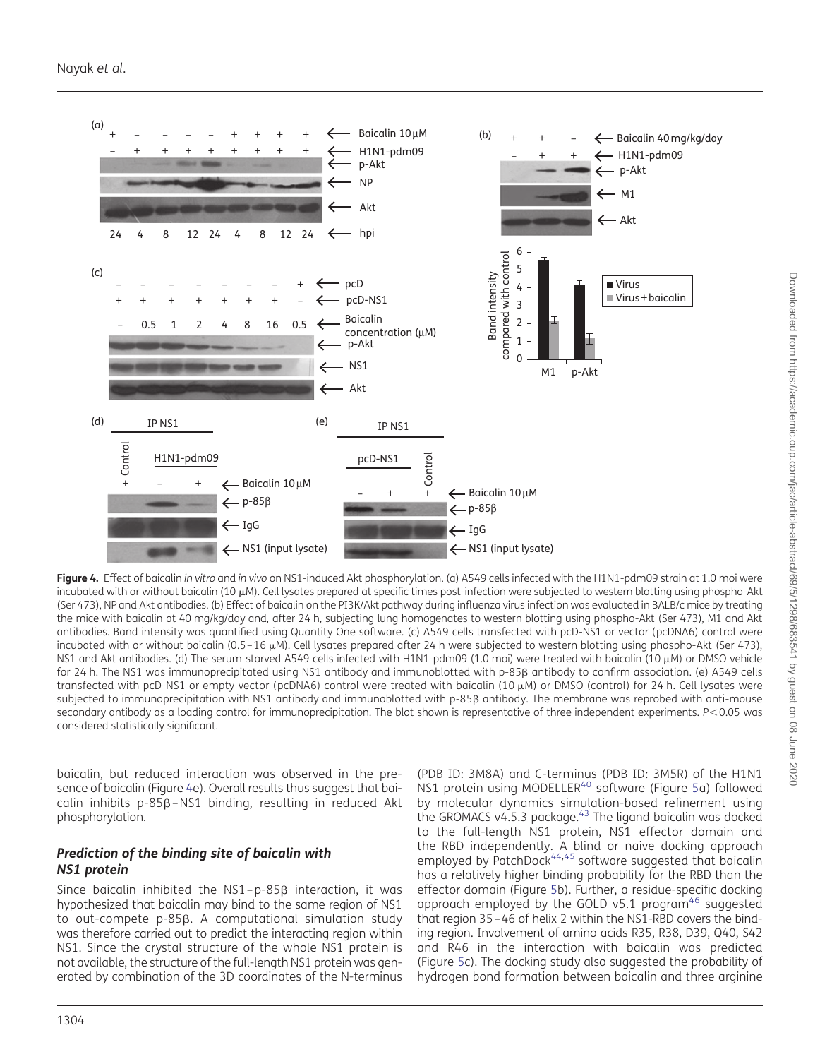**Figure 4.** Effect of baicalin *in vitro* and *in vivo* on NS1-induced Akt phosphorylation. (a) A549 cells infected with the H1N1-pdm09 strain at 1.0 moi were incubated with or without baicalin (10 μM). Cell lysates prepared at specific times post-infection were subjected to western blotting using phospho-Akt (Ser 473), NP and Akt antibodies. (b) Effect of baicalin on the PI3K/Akt pathway during influenza virus infection was evaluated in BALB/c mice by treating the mice with baicalin at 40 mg/kg/day and, after 24 h, subjecting lung homogenates to western blotting using phospho-Akt (Ser 473), M1 and Akt antibodies. Band intensity was quantified using Quantity One software. (c) A549 cells transfected with pcD-NS1 or vector (pcDNA6) control were incubated with or without baicalin (0.5–16 μM). Cell lysates prepared after 24 h were subjected to western blotting using phospho-Akt (Ser 473), NS1 and Akt antibodies. (d) The serum-starved A549 cells infected with H1N1-pdm09 (1.0 moi) were treated with baicalin (10 μM) or DMSO vehicle for 24 h. The NS1 was immunoprecipitated using NS1 antibody and immunoblotted with p-85β antibody to confirm association. (e) A549 cells transfected with pcD-NS1 or empty vector (pcDNA6) control were treated with baicalin (10 μM) or DMSO (control) for 24 h. Cell lysates were subjected to immunoprecipitation with NS1 antibody and immunoblotted with p-85β antibody. The membrane was reprobed with anti-mouse secondary antibody as a loading control for immunoprecipitation. The blot shown is representative of three independent experiments. $P<0.05$ was considered statistically significant.

baicalin, but reduced interaction was observed in the presence of baicalin (Figure 4e). Overall results thus suggest that baicalin inhibits p-85β–NS1 binding, resulting in reduced Akt phosphorylation.

### *Prediction of the binding site of baicalin with NS1 protein*

Since baicalin inhibited the NS1–p-85β interaction, it was hypothesized that baicalin may bind to the same region of NS1 to out-compete p-85β. A computational simulation study was therefore carried out to predict the interacting region within NS1. Since the crystal structure of the whole NS1 protein is not available, the structure of the full-length NS1 protein was generated by combination of the 3D coordinates of the N-terminus (PDB ID: 3M8A) and C-terminus (PDB ID: 3M5R) of the H1N1 NS1 protein using MODELLER[40] software (Figure 5a) followed by molecular dynamics simulation-based refinement using the GROMACS v4.5.3 package.[43] The ligand baicalin was docked to the full-length NS1 protein, NS1 effector domain and the RBD independently. A blind or naive docking approach employed by PatchDock[44,45] software suggested that baicalin has a relatively higher binding probability for the RBD than the effector domain (Figure 5b). Further, a residue-specific docking approach employed by the GOLD v5.1 program[46] suggested that region 35–46 of helix 2 within the NS1-RBD covers the binding region. Involvement of amino acids R35, R38, D39, Q40, S42 and R46 in the interaction with baicalin was predicted (Figure 5c). The docking study also suggested the probability of hydrogen bond formation between baicalin and three arginine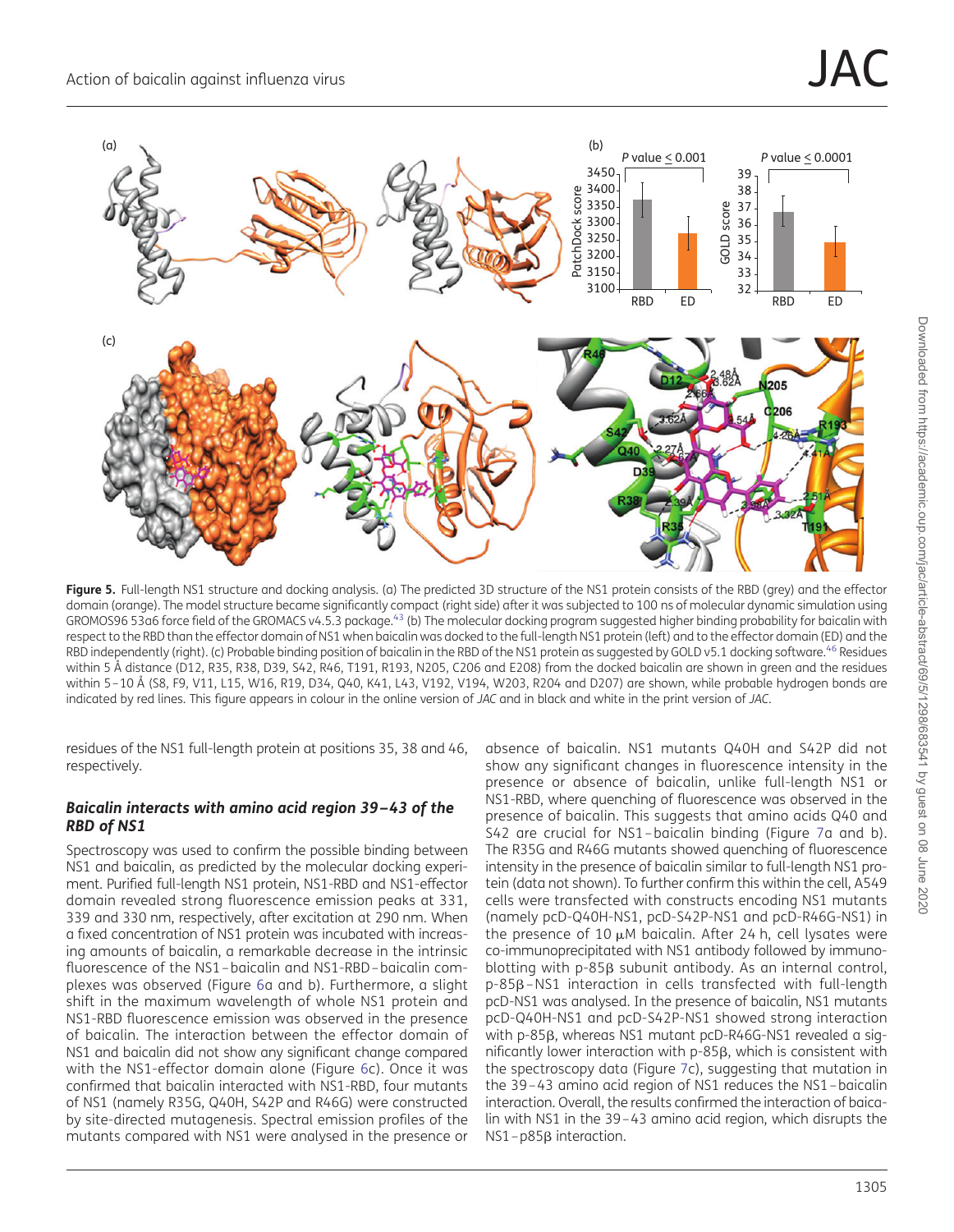**Figure 5.** Full-length NS1 structure and docking analysis. (a) The predicted 3D structure of the NS1 protein consists of the RBD (grey) and the effector domain (orange). The model structure became significantly compact (right side) after it was subjected to 100 ns of molecular dynamic simulation using GROMOS96 53a6 force field of the GROMACS v4.5.3 package.[43] (b) The molecular docking program suggested higher binding probability for baicalin with respect to the RBD than the effector domain of NS1 when baicalin was docked to the full-length NS1 protein (left) and to the effector domain (ED) and the RBD independently (right). (c) Probable binding position of baicalin in the RBD of the NS1 protein as suggested by GOLD v5.1 docking software.[46] Residues within 5 Å distance (D12, R35, R38, D39, S42, R46, T191, R193, N205, C206 and E208) from the docked baicalin are shown in green and the residues within 5–10 Å (S8, F9, V11, L15, W16, R19, D34, Q40, K41, L43, V192, V194, W203, R204 and D207) are shown, while probable hydrogen bonds are indicated by red lines. This figure appears in colour in the online version of *JAC* and in black and white in the print version of *JAC*.

residues of the NS1 full-length protein at positions 35, 38 and 46, respectively.

### *Baicalin interacts with amino acid region 39–43 of the RBD of NS1*

Spectroscopy was used to confirm the possible binding between NS1 and baicalin, as predicted by the molecular docking experiment. Purified full-length NS1 protein, NS1-RBD and NS1-effector domain revealed strong fluorescence emission peaks at 331, 339 and 330 nm, respectively, after excitation at 290 nm. When a fixed concentration of NS1 protein was incubated with increasing amounts of baicalin, a remarkable decrease in the intrinsic fluorescence of the NS1–baicalin and NS1-RBD–baicalin complexes was observed (Figure 6a and b). Furthermore, a slight shift in the maximum wavelength of whole NS1 protein and NS1-RBD fluorescence emission was observed in the presence of baicalin. The interaction between the effector domain of NS1 and baicalin did not show any significant change compared with the NS1-effector domain alone (Figure 6c). Once it was confirmed that baicalin interacted with NS1-RBD, four mutants of NS1 (namely R35G, Q40H, S42P and R46G) were constructed by site-directed mutagenesis. Spectral emission profiles of the mutants compared with NS1 were analysed in the presence or absence of baicalin. NS1 mutants Q40H and S42P did not show any significant changes in fluorescence intensity in the presence or absence of baicalin, unlike full-length NS1 or NS1-RBD, where quenching of fluorescence was observed in the presence of baicalin. This suggests that amino acids Q40 and S42 are crucial for NS1–baicalin binding (Figure 7a and b). The R35G and R46G mutants showed quenching of fluorescence intensity in the presence of baicalin similar to full-length NS1 protein (data not shown). To further confirm this within the cell, A549 cells were transfected with constructs encoding NS1 mutants (namely pcD-Q40H-NS1, pcD-S42P-NS1 and pcD-R46G-NS1) in the presence of 10 μM baicalin. After 24 h, cell lysates were co-immunoprecipitated with NS1 antibody followed by immunoblotting with p-85β subunit antibody. As an internal control, p-85β–NS1 interaction in cells transfected with full-length pcD-NS1 was analysed. In the presence of baicalin, NS1 mutants pcD-Q40H-NS1 and pcD-S42P-NS1 showed strong interaction with p-85β, whereas NS1 mutant pcD-R46G-NS1 revealed a significantly lower interaction with p-85β, which is consistent with the spectroscopy data (Figure 7c), suggesting that mutation in the 39–43 amino acid region of NS1 reduces the NS1–baicalin interaction. Overall, the results confirmed the interaction of baicalin with NS1 in the 39–43 amino acid region, which disrupts the NS1–p85β interaction.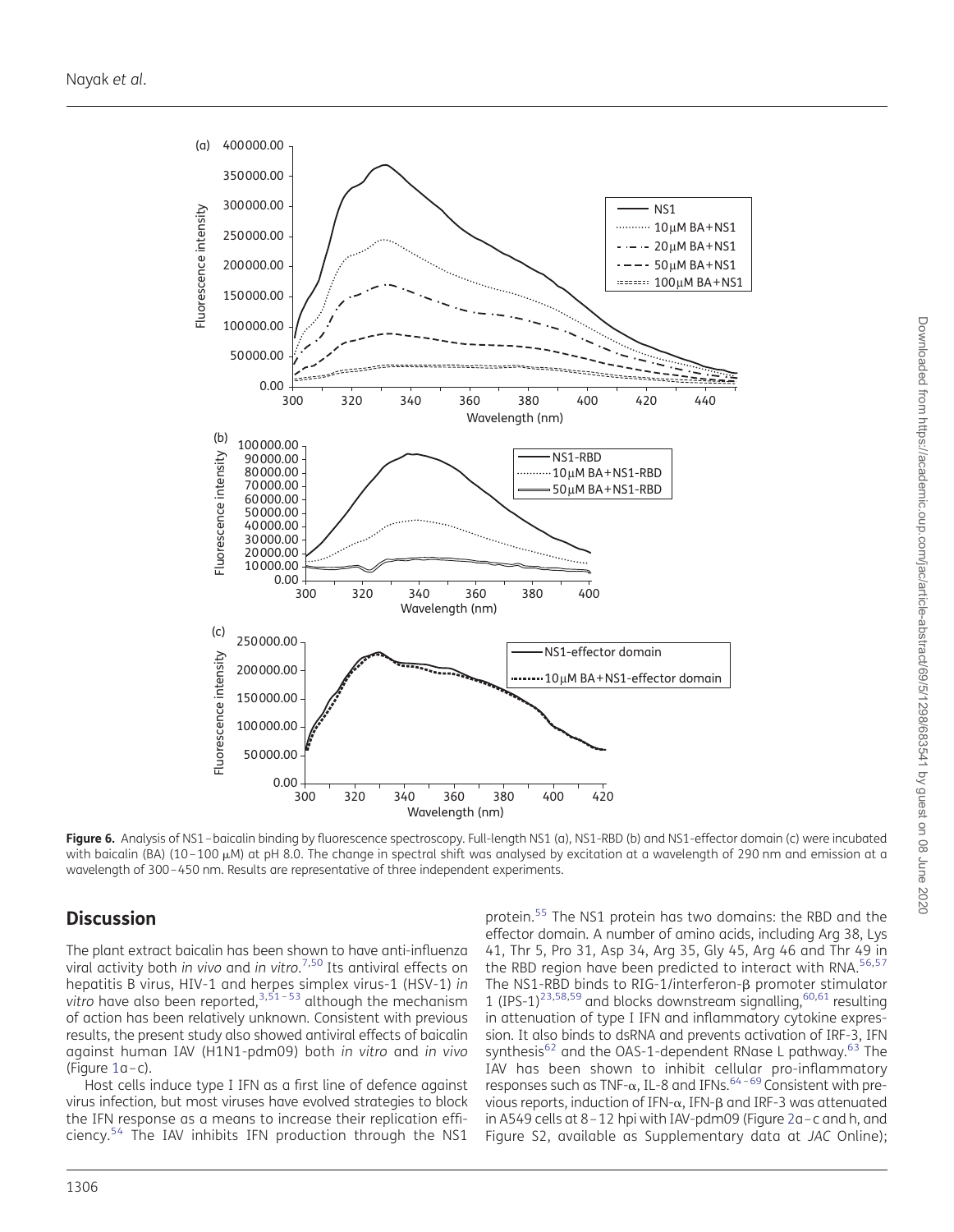**Figure 6.** Analysis of NS1–baicalin binding by fluorescence spectroscopy. Full-length NS1 (a), NS1-RBD (b) and NS1-effector domain (c) were incubated with baicalin (BA) (10–100 μM) at pH 8.0. The change in spectral shift was analysed by excitation at a wavelength of 290 nm and emission at a wavelength of 300–450 nm. Results are representative of three independent experiments.

## Discussion

The plant extract baicalin has been shown to have anti-influenza viral activity both *in vivo* and *in vitro*.[7,50] Its antiviral effects on hepatitis B virus, HIV-1 and herpes simplex virus-1 (HSV-1) *in vitro* have also been reported,[3,51–53] although the mechanism of action has been relatively unknown. Consistent with previous results, the present study also showed antiviral effects of baicalin against human IAV (H1N1-pdm09) both *in vitro* and *in vivo* (Figure 1a–c).

Host cells induce type I IFN as a first line of defence against virus infection, but most viruses have evolved strategies to block the IFN response as a means to increase their replication efficiency.[54] The IAV inhibits IFN production through the NS1 protein.[55] The NS1 protein has two domains: the RBD and the effector domain. A number of amino acids, including Arg 38, Lys 41, Thr 5, Pro 31, Asp 34, Arg 35, Gly 45, Arg 46 and Thr 49 in the RBD region have been predicted to interact with RNA.[56,57] The NS1-RBD binds to RIG-1/interferon-β promoter stimulator 1 (IPS-1)[23,58,59] and blocks downstream signalling,[60,61] resulting in attenuation of type I IFN and inflammatory cytokine expression. It also binds to dsRNA and prevents activation of IRF-3, IFN synthesis[62] and the OAS-1-dependent RNase L pathway.[63] The IAV has been shown to inhibit cellular pro-inflammatory responses such as TNF-α, IL-8 and IFNs.[64–69] Consistent with previous reports, induction of IFN-α, IFN-β and IRF-3 was attenuated in A549 cells at 8–12 hpi with IAV-pdm09 (Figure 2a–c and h, and Figure S2, available as Supplementary data at *JAC* Online);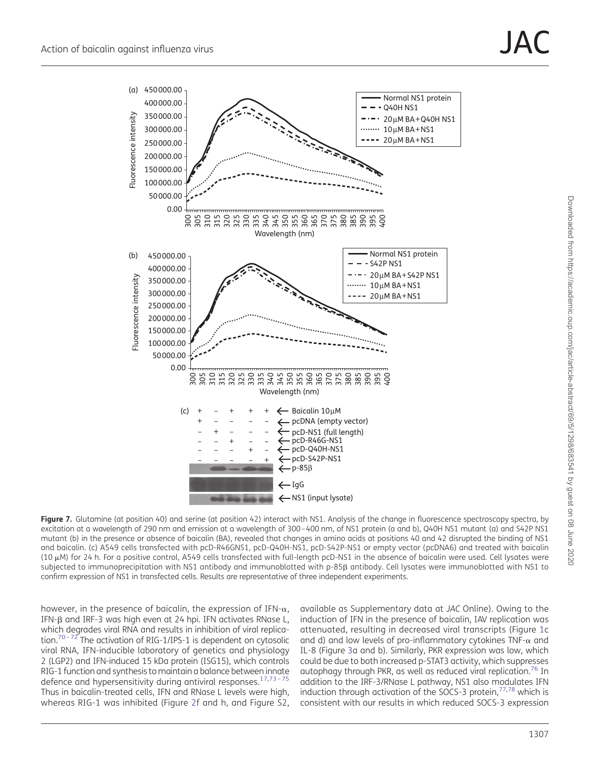**Figure 7.** Glutamine (at position 40) and serine (at position 42) interact with NS1. Analysis of the change in fluorescence spectroscopy spectra, by excitation at a wavelength of 290 nm and emission at a wavelength of 300–400 nm, of NS1 protein (a and b), Q40H NS1 mutant (a) and S42P NS1 mutant (b) in the presence or absence of baicalin (BA), revealed that changes in amino acids at positions 40 and 42 disrupted the binding of NS1 and baicalin. (c) A549 cells transfected with pcD-R46GNS1, pcD-Q40H-NS1, pcD-S42P-NS1 or empty vector (pcDNA6) and treated with baicalin (10 μM) for 24 h. For a positive control, A549 cells transfected with full-length pcD-NS1 in the absence of baicalin were used. Cell lysates were subjected to immunoprecipitation with NS1 antibody and immunoblotted with p-85β antibody. Cell lysates were immunoblotted with NS1 to confirm expression of NS1 in transfected cells. Results are representative of three independent experiments.

however, in the presence of baicalin, the expression of IFN-α, IFN-β and IRF-3 was high even at 24 hpi. IFN activates RNase L, which degrades viral RNA and results in inhibition of viral replication.[70–72] The activation of RIG-1/IPS-1 is dependent on cytosolic viral RNA, IFN-inducible laboratory of genetics and physiology 2 (LGP2) and IFN-induced 15 kDa protein (ISG15), which controls RIG-1 function and synthesis to maintain a balance between innate defence and hypersensitivity during antiviral responses.[17,73–75] Thus in baicalin-treated cells, IFN and RNase L levels were high, whereas RIG-1 was inhibited (Figure 2f and h, and Figure S2, available as Supplementary data at *JAC* Online). Owing to the induction of IFN in the presence of baicalin, IAV replication was attenuated, resulting in decreased viral transcripts (Figure 1c and d) and low levels of pro-inflammatory cytokines TNF-α and IL-8 (Figure 3a and b). Similarly, PKR expression was low, which could be due to both increased p-STAT3 activity, which suppresses autophagy through PKR, as well as reduced viral replication.[76] In addition to the IRF-3/RNase L pathway, NS1 also modulates IFN induction through activation of the SOCS-3 protein,[77,78] which is consistent with our results in which reduced SOCS-3 expression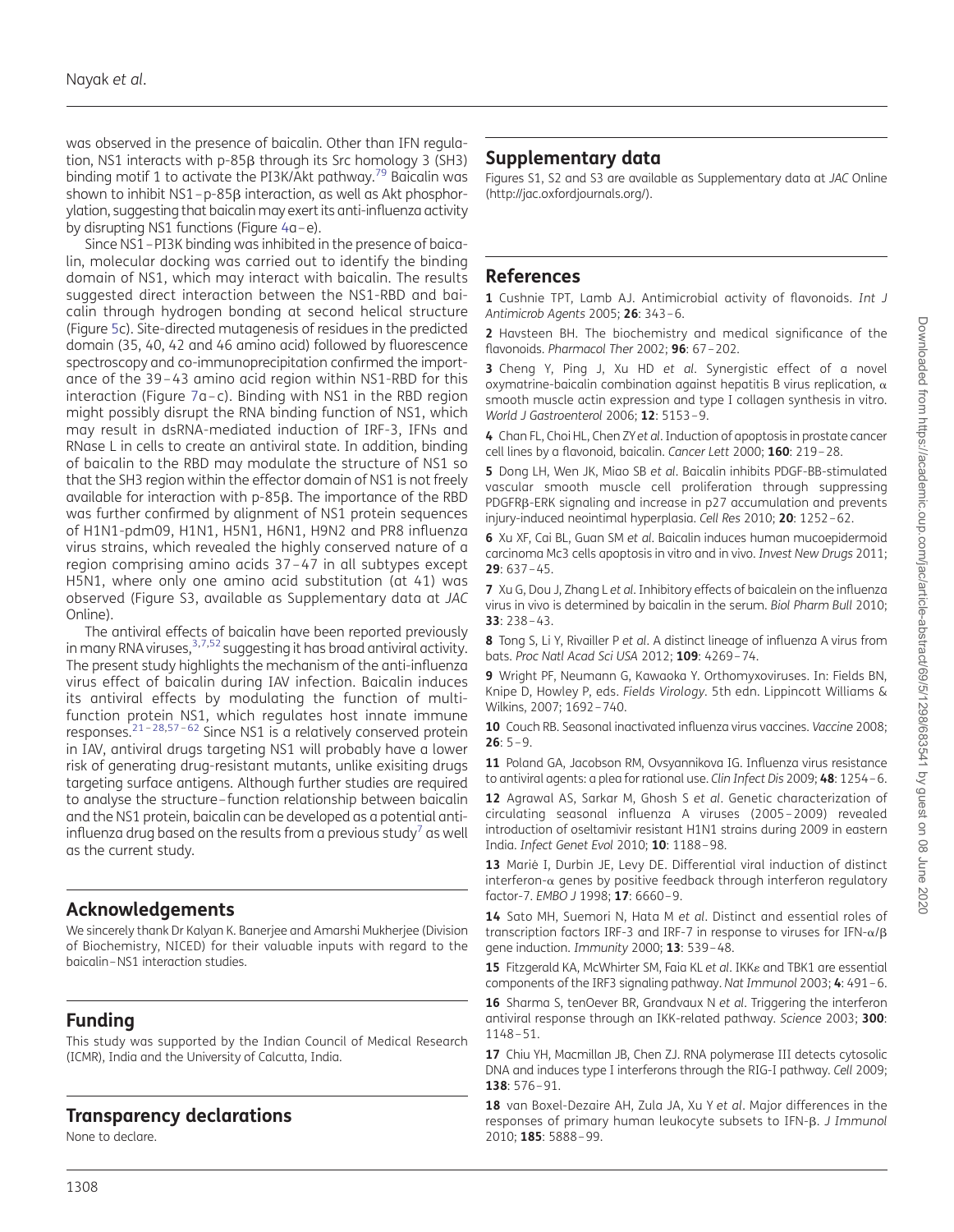was observed in the presence of baicalin. Other than IFN regulation, NS1 interacts with p-85β through its Src homology 3 (SH3) binding motif 1 to activate the PI3K/Akt pathway.[79] Baicalin was shown to inhibit NS1–p-85β interaction, as well as Akt phosphorylation, suggesting that baicalin may exert its anti-influenza activity by disrupting NS1 functions (Figure 4a–e).

Since NS1–PI3K binding was inhibited in the presence of baicalin, molecular docking was carried out to identify the binding domain of NS1, which may interact with baicalin. The results suggested direct interaction between the NS1-RBD and baicalin through hydrogen bonding at second helical structure (Figure 5c). Site-directed mutagenesis of residues in the predicted domain (35, 40, 42 and 46 amino acid) followed by fluorescence spectroscopy and co-immunoprecipitation confirmed the importance of the 39–43 amino acid region within NS1-RBD for this interaction (Figure 7a–c). Binding with NS1 in the RBD region might possibly disrupt the RNA binding function of NS1, which may result in dsRNA-mediated induction of IRF-3, IFNs and RNase L in cells to create an antiviral state. In addition, binding of baicalin to the RBD may modulate the structure of NS1 so that the SH3 region within the effector domain of NS1 is not freely available for interaction with p-85β. The importance of the RBD was further confirmed by alignment of NS1 protein sequences of H1N1-pdm09, H1N1, H5N1, H6N1, H9N2 and PR8 influenza virus strains, which revealed the highly conserved nature of a region comprising amino acids 37–47 in all subtypes except H5N1, where only one amino acid substitution (at 41) was observed (Figure S3, available as Supplementary data at *JAC* Online).

The antiviral effects of baicalin have been reported previously in many RNA viruses,[3,7,52] suggesting it has broad antiviral activity. The present study highlights the mechanism of the anti-influenza virus effect of baicalin during IAV infection. Baicalin induces its antiviral effects by modulating the function of multifunction protein NS1, which regulates host innate immune responses.[21–28,57–62] Since NS1 is a relatively conserved protein in IAV, antiviral drugs targeting NS1 will probably have a lower risk of generating drug-resistant mutants, unlike exisiting drugs targeting surface antigens. Although further studies are required to analyse the structure–function relationship between baicalin and the NS1 protein, baicalin can be developed as a potential anti-influenza drug based on the results from a previous study[7] as well as the current study.

## Acknowledgements

We sincerely thank Dr Kalyan K. Banerjee and Amarshi Mukherjee (Division of Biochemistry, NICED) for their valuable inputs with regard to the baicalin–NS1 interaction studies.

## Funding

This study was supported by the Indian Council of Medical Research (ICMR), India and the University of Calcutta, India.

## Transparency declarations

None to declare.

## Supplementary data

Figures S1, S2 and S3 are available as Supplementary data at *JAC* Online (http://jac.oxfordjournals.org/).

## References

**1** Cushnie TPT, Lamb AJ. Antimicrobial activity of flavonoids. *Int J Antimicrob Agents* 2005; **26**: 343–6.

**2** Havsteen BH. The biochemistry and medical significance of the flavonoids. *Pharmacol Ther* 2002; **96**: 67–202.

**3** Cheng Y, Ping J, Xu HD *et al*. Synergistic effect of a novel oxymatrine-baicalin combination against hepatitis B virus replication, α smooth muscle actin expression and type I collagen synthesis in vitro. *World J Gastroenterol* 2006; **12**: 5153–9.

**4** Chan FL, Choi HL, Chen ZY *et al*. Induction of apoptosis in prostate cancer cell lines by a flavonoid, baicalin. *Cancer Lett* 2000; **160**: 219–28.

**5** Dong LH, Wen JK, Miao SB *et al*. Baicalin inhibits PDGF-BB-stimulated vascular smooth muscle cell proliferation through suppressing PDGFRβ-ERK signaling and increase in p27 accumulation and prevents injury-induced neointimal hyperplasia. *Cell Res* 2010; **20**: 1252–62.

**6** Xu XF, Cai BL, Guan SM *et al*. Baicalin induces human mucoepidermoid carcinoma Mc3 cells apoptosis in vitro and in vivo. *Invest New Drugs* 2011; **29**: 637–45.

**7** Xu G, Dou J, Zhang L *et al*. Inhibitory effects of baicalein on the influenza virus in vivo is determined by baicalin in the serum. *Biol Pharm Bull* 2010; **33**: 238–43.

**8** Tong S, Li Y, Rivailler P *et al*. A distinct lineage of influenza A virus from bats. *Proc Natl Acad Sci USA* 2012; **109**: 4269–74.

**9** Wright PF, Neumann G, Kawaoka Y. Orthomyxoviruses. In: Fields BN, Knipe D, Howley P, eds. *Fields Virology*. 5th edn. Lippincott Williams & Wilkins, 2007; 1692–740.

**10** Couch RB. Seasonal inactivated influenza virus vaccines. *Vaccine* 2008; **26**: 5–9.

**11** Poland GA, Jacobson RM, Ovsyannikova IG. Influenza virus resistance to antiviral agents: a plea for rational use. *Clin Infect Dis* 2009; **48**: 1254–6.

**12** Agrawal AS, Sarkar M, Ghosh S *et al*. Genetic characterization of circulating seasonal influenza A viruses (2005–2009) revealed introduction of oseltamivir resistant H1N1 strains during 2009 in eastern India. *Infect Genet Evol* 2010; **10**: 1188–98.

**13** Marié I, Durbin JE, Levy DE. Differential viral induction of distinct interferon-α genes by positive feedback through interferon regulatory factor-7. *EMBO J* 1998; **17**: 6660–9.

**14** Sato MH, Suemori N, Hata M *et al*. Distinct and essential roles of transcription factors IRF-3 and IRF-7 in response to viruses for IFN-α/β gene induction. *Immunity* 2000; **13**: 539–48.

**15** Fitzgerald KA, McWhirter SM, Faia KL *et al*. IKKε and TBK1 are essential components of the IRF3 signaling pathway. *Nat Immunol* 2003; **4**: 491–6.

**16** Sharma S, tenOever BR, Grandvaux N *et al*. Triggering the interferon antiviral response through an IKK-related pathway. *Science* 2003; **300**: 1148–51.

**17** Chiu YH, Macmillan JB, Chen ZJ. RNA polymerase III detects cytosolic DNA and induces type I interferons through the RIG-I pathway. *Cell* 2009; **138**: 576–91.

**18** van Boxel-Dezaire AH, Zula JA, Xu Y *et al*. Major differences in the responses of primary human leukocyte subsets to IFN-β. *J Immunol* 2010; **185**: 5888–99.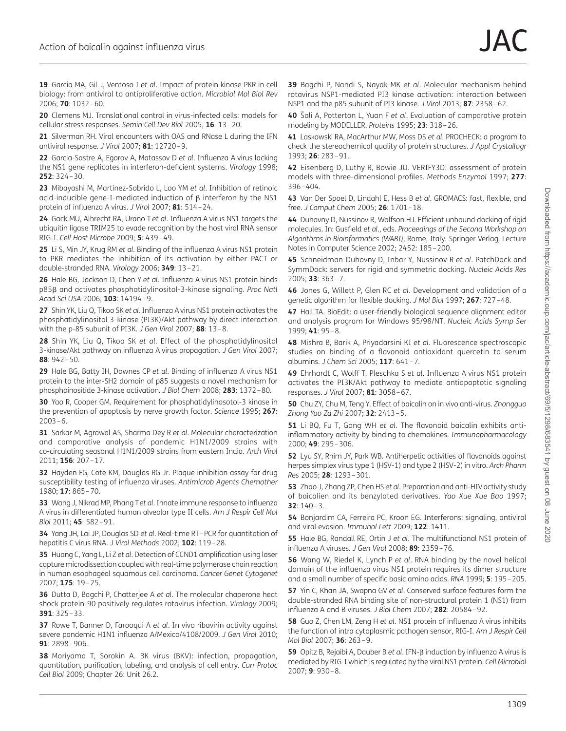19 Garcia MA, Gil J, Ventoso I *et al*. Impact of protein kinase PKR in cell biology: from antiviral to antiproliferative action. *Microbiol Mol Biol Rev* 2006; **70**: 1032–60.

20 Clemens MJ. Translational control in virus-infected cells: models for cellular stress responses. *Semin Cell Dev Biol* 2005; **16**: 13–20.

21 Silverman RH. Viral encounters with OAS and RNase L during the IFN antiviral response. *J Virol* 2007; **81**: 12720–9.

22 Garcia-Sastre A, Egorov A, Matassov D *et al*. Influenza A virus lacking the NS1 gene replicates in interferon-deficient systems. *Virology* 1998; **252**: 324–30.

23 Mibayashi M, Martinez-Sobrido L, Loo YM *et al*. Inhibition of retinoic acid-inducible gene-I-mediated induction of β interferon by the NS1 protein of influenza A virus. *J Virol* 2007; **81**: 514–24.

24 Gack MU, Albrecht RA, Urano T *et al*. Influenza A virus NS1 targets the ubiquitin ligase TRIM25 to evade recognition by the host viral RNA sensor RIG-I. *Cell Host Microbe* 2009; **5**: 439–49.

25 Li S, Min JY, Krug RM *et al*. Binding of the influenza A virus NS1 protein to PKR mediates the inhibition of its activation by either PACT or double-stranded RNA. *Virology* 2006; **349**: 13–21.

26 Hale BG, Jackson D, Chen Y *et al*. Influenza A virus NS1 protein binds p85β and activates phosphatidylinositol-3-kinase signaling. *Proc Natl Acad Sci USA* 2006; **103**: 14194–9.

27 Shin YK, Liu Q, Tikoo SK *et al*. Influenza A virus NS1 protein activates the phosphatidylinositol 3-kinase (PI3K)/Akt pathway by direct interaction with the p-85 subunit of PI3K. *J Gen Virol* 2007; **88**: 13–8.

28 Shin YK, Liu Q, Tikoo SK *et al*. Effect of the phosphatidylinositol 3-kinase/Akt pathway on influenza A virus propagation. *J Gen Virol* 2007; **88**: 942–50.

29 Hale BG, Batty IH, Downes CP *et al*. Binding of influenza A virus NS1 protein to the inter-SH2 domain of p85 suggests a novel mechanism for phosphoinositide 3-kinase activation. *J Biol Chem* 2008; **283**: 1372–80.

30 Yao R, Cooper GM. Requirement for phosphatidylinosotol-3 kinase in the prevention of apoptosis by nerve growth factor. *Science* 1995; **267**: 2003–6.

31 Sarkar M, Agrawal AS, Sharma Dey R *et al*. Molecular characterization and comparative analysis of pandemic H1N1/2009 strains with co-circulating seasonal H1N1/2009 strains from eastern India. *Arch Virol* 2011; **156**: 207–17.

32 Hayden FG, Cote KM, Douglas RG Jr. Plaque inhibition assay for drug susceptibility testing of influenza viruses. *Antimicrob Agents Chemother* 1980; **17**: 865–70.

33 Wang J, Nikrad MP, Phang T *et al*. Innate immune response to influenza A virus in differentiated human alveolar type II cells. *Am J Respir Cell Mol Biol* 2011; **45**: 582–91.

34 Yang JH, Lai JP, Douglas SD *et al*. Real-time RT–PCR for quantitation of hepatitis C virus RNA. *J Virol Methods* 2002; **102**: 119–28.

35 Huang C, Yang L, Li Z *et al*. Detection of CCND1 amplification using laser capture microdissection coupled with real-time polymerase chain reaction in human esophageal squamous cell carcinoma. *Cancer Genet Cytogenet* 2007; **175**: 19–25.

36 Dutta D, Bagchi P, Chatterjee A *et al*. The molecular chaperone heat shock protein-90 positively regulates rotavirus infection. *Virology* 2009; **391**: 325–33.

37 Rowe T, Banner D, Farooqui A *et al*. In vivo ribavirin activity against severe pandemic H1N1 influenza A/Mexico/4108/2009. *J Gen Virol* 2010; **91**: 2898–906.

38 Moriyama T, Sorokin A. BK virus (BKV): infection, propagation, quantitation, purification, labeling, and analysis of cell entry. *Curr Protoc Cell Biol* 2009; Chapter 26: Unit 26.2.

39 Bagchi P, Nandi S, Nayak MK *et al*. Molecular mechanism behind rotavirus NSP1-mediated PI3 kinase activation: interaction between NSP1 and the p85 subunit of PI3 kinase. *J Virol* 2013; **87**: 2358–62.

40 Šali A, Potterton L, Yuan F *et al*. Evaluation of comparative protein modeling by MODELLER. *Proteins* 1995; **23**: 318–26.

41 Laskowski RA, MacArthur MW, Moss DS *et al*. PROCHECK: a program to check the stereochemical quality of protein structures. *J Appl Crystallogr* 1993; **26**: 283–91.

42 Eisenberg D, Luthy R, Bowie JU. VERIFY3D: assessment of protein models with three-dimensional profiles. *Methods Enzymol* 1997; **277**: 396–404.

43 Van Der Spoel D, Lindahl E, Hess B *et al*. GROMACS: fast, flexible, and free. *J Comput Chem* 2005; **26**: 1701–18.

44 Duhovny D, Nussinov R, Wolfson HJ. Efficient unbound docking of rigid molecules. In: Gusfield *et al*., eds. *Proceedings of the Second Workshop on Algorithms in Bioinformatics (WABI)*, Rome, Italy. Springer Verlag, Lecture Notes in Computer Science 2002; 2452: 185–200.

45 Schneidman-Duhovny D, Inbar Y, Nussinov R *et al*. PatchDock and SymmDock: servers for rigid and symmetric docking. *Nucleic Acids Res* 2005; **33**: 363–7.

46 Jones G, Willett P, Glen RC *et al*. Development and validation of a genetic algorithm for flexible docking. *J Mol Biol* 1997; **267**: 727–48.

47 Hall TA. BioEdit: a user-friendly biological sequence alignment editor and analysis program for Windows 95/98/NT. *Nucleic Acids Symp Ser* 1999; **41**: 95–8.

48 Mishra B, Barik A, Priyadarsini KI *et al*. Fluorescence spectroscopic studies on binding of a flavonoid antioxidant quercetin to serum albumins. *J Chem Sci* 2005; **117**: 641–7.

49 Ehrhardt C, Wolff T, Pleschka S *et al*. Influenza A virus NS1 protein activates the PI3K/Akt pathway to mediate antiapoptotic signaling responses. *J Virol* 2007; **81**: 3058–67.

50 Chu ZY, Chu M, Teng Y. Effect of baicalin on in vivo anti-virus. *Zhongguo Zhong Yao Za Zhi* 2007; **32**: 2413–5.

51 Li BQ, Fu T, Gong WH *et al*. The flavonoid baicalin exhibits anti-inflammatory activity by binding to chemokines. *Immunopharmacology* 2000; **49**: 295–306.

52 Lyu SY, Rhim JY, Park WB. Antiherpetic activities of flavonoids against herpes simplex virus type 1 (HSV-1) and type 2 (HSV-2) in vitro. *Arch Pharm Res* 2005; **28**: 1293–301.

53 Zhao J, Zhang ZP, Chen HS *et al*. Preparation and anti-HIV activity study of baicalien and its benzylated derivatives. *Yao Xue Xue Bao* 1997; **32**: 140–3.

54 Bonjardim CA, Ferreira PC, Kroon EG. Interferons: signaling, antiviral and viral evasion. *Immunol Lett* 2009; **122**: 1411.

55 Hale BG, Randall RE, Ortin J *et al*. The multifunctional NS1 protein of influenza A viruses. *J Gen Virol* 2008; **89**: 2359–76.

56 Wang W, Riedel K, Lynch P *et al*. RNA binding by the novel helical domain of the influenza virus NS1 protein requires its dimer structure and a small number of specific basic amino acids. *RNA* 1999; **5**: 195–205.

57 Yin C, Khan JA, Swapna GV *et al*. Conserved surface features form the double-stranded RNA binding site of non-structural protein 1 (NS1) from influenza A and B viruses. *J Biol Chem* 2007; **282**: 20584–92.

58 Guo Z, Chen LM, Zeng H *et al*. NS1 protein of influenza A virus inhibits the function of intra cytoplasmic pathogen sensor, RIG-I. *Am J Respir Cell Mol Biol* 2007; **36**: 263–9.

59 Opitz B, Rejaibi A, Dauber B *et al*. IFN-β induction by influenza A virus is mediated by RIG-I which is regulated by the viral NS1 protein. *Cell Microbiol* 2007; **9**: 930–8.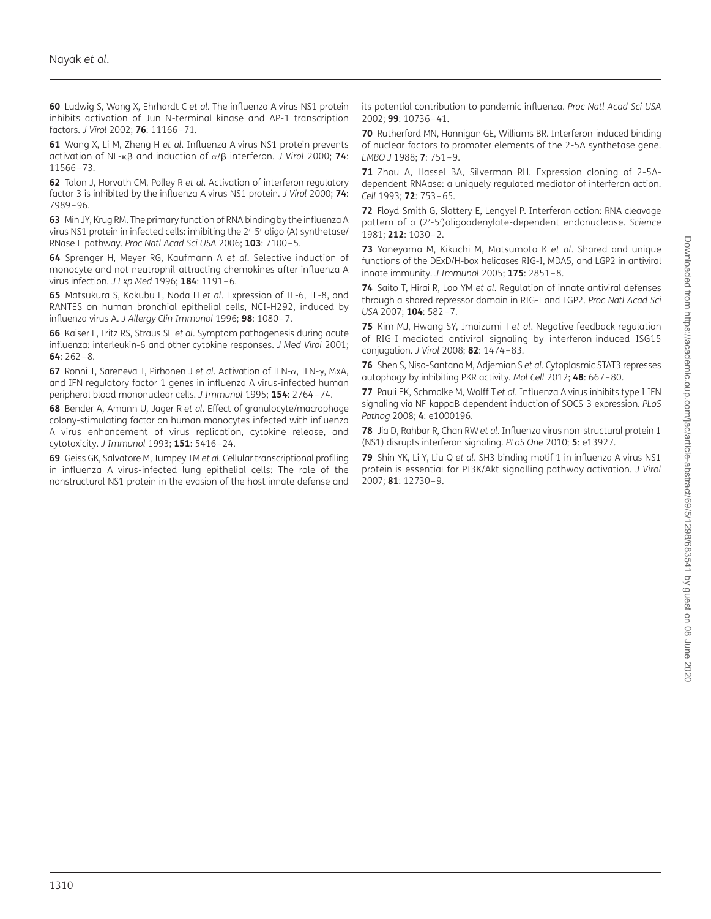**60** Ludwig S, Wang X, Ehrhardt C *et al*. The influenza A virus NS1 protein inhibits activation of Jun N-terminal kinase and AP-1 transcription factors. *J Virol* 2002; **76**: 11166–71.

**61** Wang X, Li M, Zheng H *et al*. Influenza A virus NS1 protein prevents activation of NF-κβ and induction of α/β interferon. *J Virol* 2000; **74**: 11566–73.

**62** Talon J, Horvath CM, Polley R *et al*. Activation of interferon regulatory factor 3 is inhibited by the influenza A virus NS1 protein. *J Virol* 2000; **74**: 7989–96.

**63** Min JY, Krug RM. The primary function of RNA binding by the influenza A virus NS1 protein in infected cells: inhibiting the 2′-5′ oligo (A) synthetase/RNase L pathway. *Proc Natl Acad Sci USA* 2006; **103**: 7100–5.

**64** Sprenger H, Meyer RG, Kaufmann A *et al*. Selective induction of monocyte and not neutrophil-attracting chemokines after influenza A virus infection. *J Exp Med* 1996; **184**: 1191–6.

**65** Matsukura S, Kokubu F, Noda H *et al*. Expression of IL-6, IL-8, and RANTES on human bronchial epithelial cells, NCI-H292, induced by influenza virus A. *J Allergy Clin Immunol* 1996; **98**: 1080–7.

**66** Kaiser L, Fritz RS, Straus SE *et al*. Symptom pathogenesis during acute influenza: interleukin-6 and other cytokine responses. *J Med Virol* 2001; **64**: 262–8.

**67** Ronni T, Sareneva T, Pirhonen J *et al*. Activation of IFN-α, IFN-γ, MxA, and IFN regulatory factor 1 genes in influenza A virus-infected human peripheral blood mononuclear cells. *J Immunol* 1995; **154**: 2764–74.

**68** Bender A, Amann U, Jager R *et al*. Effect of granulocyte/macrophage colony-stimulating factor on human monocytes infected with influenza A virus enhancement of virus replication, cytokine release, and cytotoxicity. *J Immunol* 1993; **151**: 5416–24.

**69** Geiss GK, Salvatore M, Tumpey TM *et al*. Cellular transcriptional profiling in influenza A virus-infected lung epithelial cells: The role of the nonstructural NS1 protein in the evasion of the host innate defense and its potential contribution to pandemic influenza. *Proc Natl Acad Sci USA* 2002; **99**: 10736–41.

**70** Rutherford MN, Hannigan GE, Williams BR. Interferon-induced binding of nuclear factors to promoter elements of the 2-5A synthetase gene. *EMBO J* 1988; **7**: 751–9.

**71** Zhou A, Hassel BA, Silverman RH. Expression cloning of 2-5A-dependent RNAase: a uniquely regulated mediator of interferon action. *Cell* 1993; **72**: 753–65.

**72** Floyd-Smith G, Slattery E, Lengyel P. Interferon action: RNA cleavage pattern of a (2′-5′)oligoadenylate-dependent endonuclease. *Science* 1981; **212**: 1030–2.

**73** Yoneyama M, Kikuchi M, Matsumoto K *et al*. Shared and unique functions of the DExD/H-box helicases RIG-I, MDA5, and LGP2 in antiviral innate immunity. *J Immunol* 2005; **175**: 2851–8.

**74** Saito T, Hirai R, Loo YM *et al*. Regulation of innate antiviral defenses through a shared repressor domain in RIG-I and LGP2. *Proc Natl Acad Sci USA* 2007; **104**: 582–7.

**75** Kim MJ, Hwang SY, Imaizumi T *et al*. Negative feedback regulation of RIG-I-mediated antiviral signaling by interferon-induced ISG15 conjugation. *J Virol* 2008; **82**: 1474–83.

**76** Shen S, Niso-Santano M, Adjemian S *et al*. Cytoplasmic STAT3 represses autophagy by inhibiting PKR activity. *Mol Cell* 2012; **48**: 667–80.

**77** Pauli EK, Schmolke M, Wolff T *et al*. Influenza A virus inhibits type I IFN signaling via NF-kappaB-dependent induction of SOCS-3 expression. *PLoS Pathog* 2008; **4**: e1000196.

**78** Jia D, Rahbar R, Chan RW *et al*. Influenza virus non-structural protein 1 (NS1) disrupts interferon signaling. *PLoS One* 2010; **5**: e13927.

**79** Shin YK, Li Y, Liu Q *et al*. SH3 binding motif 1 in influenza A virus NS1 protein is essential for PI3K/Akt signalling pathway activation. *J Virol* 2007; **81**: 12730–9.